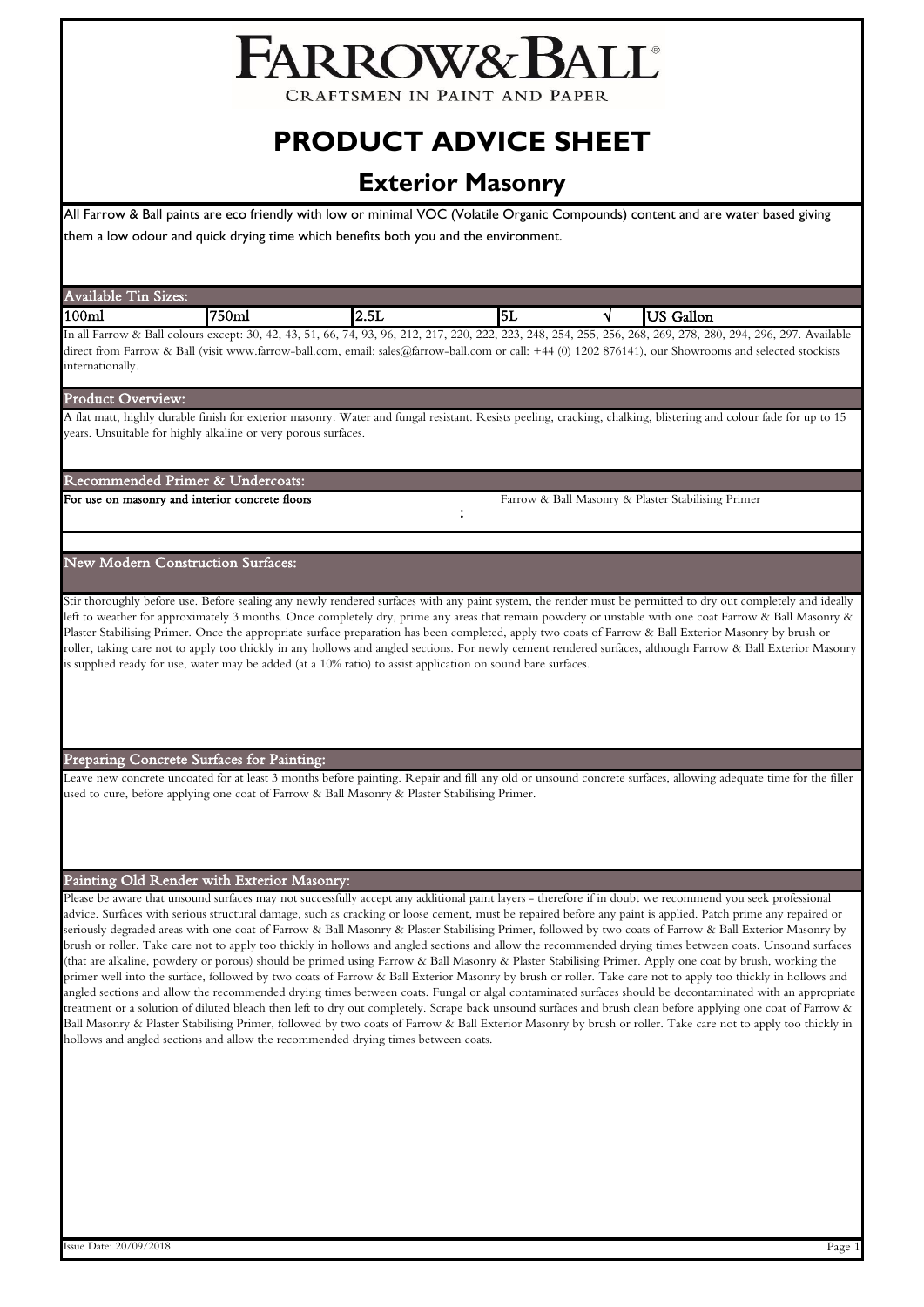# FARROW&BALL®

CRAFTSMEN IN PAINT AND PAPER

# PRODUCT ADVICE SHEET

## Exterior Masonry

All Farrow & Ball paints are eco friendly with low or minimal VOC (Volatile Organic Compounds) content and are water based giving them a low odour and quick drying time which benefits both you and the environment.

### Available Tin Sizes:

| 100ml | 750ml | 2.5L | 5L | √ | US Gallon |
|---|---|---|---|---|---|

In all Farrow & Ball colours except: 30, 42, 43, 51, 66, 74, 93, 96, 212, 217, 220, 222, 223, 248, 254, 255, 256, 268, 269, 278, 280, 294, 296, 297. Available direct from Farrow & Ball (visit www.farrow-ball.com, email: sales@farrow-ball.com or call: +44 (0) 1202 876141), our Showrooms and selected stockists internationally.

### Product Overview:

A flat matt, highly durable finish for exterior masonry. Water and fungal resistant. Resists peeling, cracking, chalking, blistering and colour fade for up to 15 years. Unsuitable for highly alkaline or very porous surfaces.

### Recommended Primer & Undercoats:

| For use on masonry and interior concrete floors | : | Farrow & Ball Masonry & Plaster Stabilising Primer |
|---|---|---|

### New Modern Construction Surfaces:

Stir thoroughly before use. Before sealing any newly rendered surfaces with any paint system, the render must be permitted to dry out completely and ideally left to weather for approximately 3 months. Once completely dry, prime any areas that remain powdery or unstable with one coat Farrow & Ball Masonry & Plaster Stabilising Primer. Once the appropriate surface preparation has been completed, apply two coats of Farrow & Ball Exterior Masonry by brush or roller, taking care not to apply too thickly in any hollows and angled sections. For newly cement rendered surfaces, although Farrow & Ball Exterior Masonry is supplied ready for use, water may be added (at a 10% ratio) to assist application on sound bare surfaces.

### Preparing Concrete Surfaces for Painting:

Leave new concrete uncoated for at least 3 months before painting. Repair and fill any old or unsound concrete surfaces, allowing adequate time for the filler used to cure, before applying one coat of Farrow & Ball Masonry & Plaster Stabilising Primer.

### Painting Old Render with Exterior Masonry:

Please be aware that unsound surfaces may not successfully accept any additional paint layers - therefore if in doubt we recommend you seek professional advice. Surfaces with serious structural damage, such as cracking or loose cement, must be repaired before any paint is applied. Patch prime any repaired or seriously degraded areas with one coat of Farrow & Ball Masonry & Plaster Stabilising Primer, followed by two coats of Farrow & Ball Exterior Masonry by brush or roller. Take care not to apply too thickly in hollows and angled sections and allow the recommended drying times between coats. Unsound surfaces (that are alkaline, powdery or porous) should be primed using Farrow & Ball Masonry & Plaster Stabilising Primer. Apply one coat by brush, working the primer well into the surface, followed by two coats of Farrow & Ball Exterior Masonry by brush or roller. Take care not to apply too thickly in hollows and angled sections and allow the recommended drying times between coats. Fungal or algal contaminated surfaces should be decontaminated with an appropriate treatment or a solution of diluted bleach then left to dry out completely. Scrape back unsound surfaces and brush clean before applying one coat of Farrow & Ball Masonry & Plaster Stabilising Primer, followed by two coats of Farrow & Ball Exterior Masonry by brush or roller. Take care not to apply too thickly in hollows and angled sections and allow the recommended drying times between coats.

Issue Date: 20/09/2018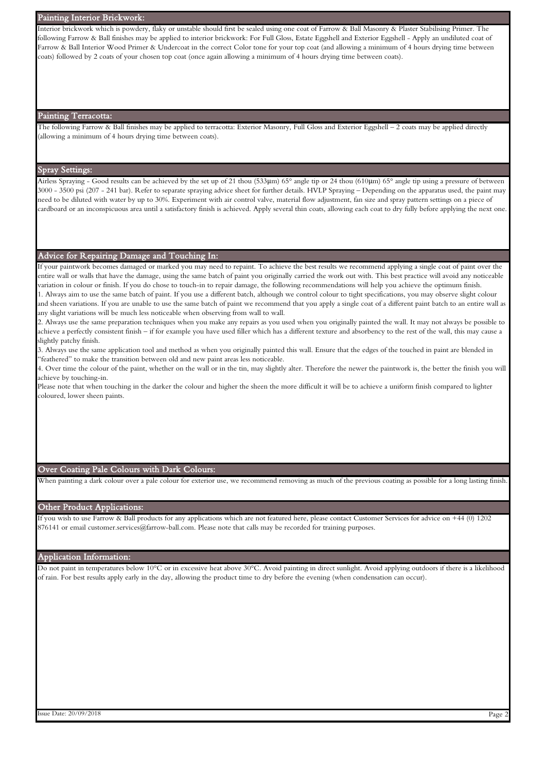## Painting Interior Brickwork:

Interior brickwork which is powdery, flaky or unstable should first be sealed using one coat of Farrow & Ball Masonry & Plaster Stabilising Primer. The following Farrow & Ball finishes may be applied to interior brickwork: For Full Gloss, Estate Eggshell and Exterior Eggshell - Apply an undiluted coat of Farrow & Ball Interior Wood Primer & Undercoat in the correct Color tone for your top coat (and allowing a minimum of 4 hours drying time between coats) followed by 2 coats of your chosen top coat (once again allowing a minimum of 4 hours drying time between coats).

## Painting Terracotta:

The following Farrow & Ball finishes may be applied to terracotta: Exterior Masonry, Full Gloss and Exterior Eggshell – 2 coats may be applied directly (allowing a minimum of 4 hours drying time between coats).

## Spray Settings:

Airless Spraying - Good results can be achieved by the set up of 21 thou (533μm) 65° angle tip or 24 thou (610μm) 65° angle tip using a pressure of between 3000 - 3500 psi (207 - 241 bar). Refer to separate spraying advice sheet for further details. HVLP Spraying – Depending on the apparatus used, the paint may need to be diluted with water by up to 30%. Experiment with air control valve, material flow adjustment, fan size and spray pattern settings on a piece of cardboard or an inconspicuous area until a satisfactory finish is achieved. Apply several thin coats, allowing each coat to dry fully before applying the next one.

## Advice for Repairing Damage and Touching In:

If your paintwork becomes damaged or marked you may need to repaint. To achieve the best results we recommend applying a single coat of paint over the entire wall or walls that have the damage, using the same batch of paint you originally carried the work out with. This best practice will avoid any noticeable variation in colour or finish. If you do chose to touch-in to repair damage, the following recommendations will help you achieve the optimum finish.

1. Always aim to use the same batch of paint. If you use a different batch, although we control colour to tight specifications, you may observe slight colour and sheen variations. If you are unable to use the same batch of paint we recommend that you apply a single coat of a different paint batch to an entire wall as any slight variations will be much less noticeable when observing from wall to wall.
2. Always use the same preparation techniques when you make any repairs as you used when you originally painted the wall. It may not always be possible to achieve a perfectly consistent finish – if for example you have used filler which has a different texture and absorbency to the rest of the wall, this may cause a slightly patchy finish.
3. Always use the same application tool and method as when you originally painted this wall. Ensure that the edges of the touched in paint are blended in "feathered" to make the transition between old and new paint areas less noticeable.
4. Over time the colour of the paint, whether on the wall or in the tin, may slightly alter. Therefore the newer the paintwork is, the better the finish you will achieve by touching-in.

Please note that when touching in the darker the colour and higher the sheen the more difficult it will be to achieve a uniform finish compared to lighter coloured, lower sheen paints.

## Over Coating Pale Colours with Dark Colours:

When painting a dark colour over a pale colour for exterior use, we recommend removing as much of the previous coating as possible for a long lasting finish.

## Other Product Applications:

If you wish to use Farrow & Ball products for any applications which are not featured here, please contact Customer Services for advice on +44 (0) 1202 876141 or email customer.services@farrow-ball.com. Please note that calls may be recorded for training purposes.

## Application Information:

Do not paint in temperatures below 10°C or in excessive heat above 30°C. Avoid painting in direct sunlight. Avoid applying outdoors if there is a likelihood of rain. For best results apply early in the day, allowing the product time to dry before the evening (when condensation can occur).

Issue Date: 20/09/2018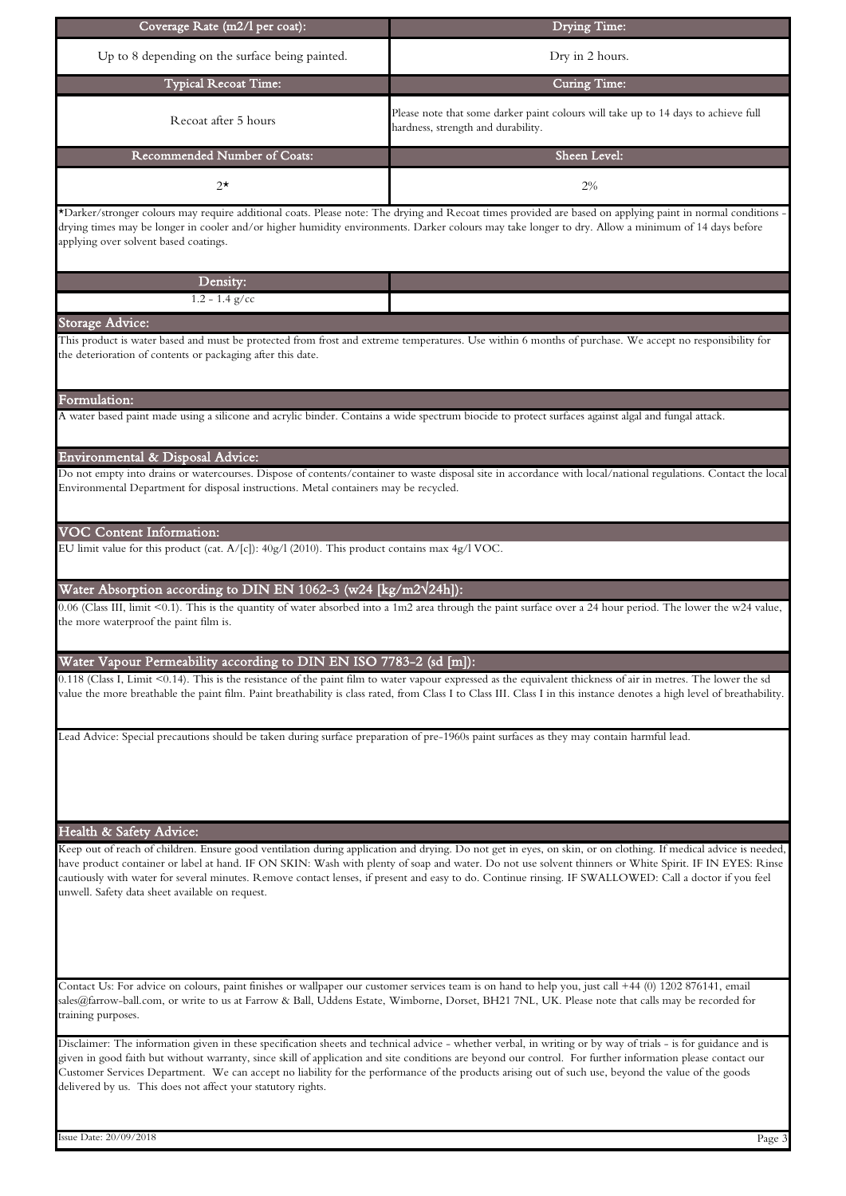| Coverage Rate (m2/l per coat): | Drying Time: |
|---|---|
| Up to 8 depending on the surface being painted. | Dry in 2 hours. |
| **Typical Recoat Time:** | **Curing Time:** |
| Recoat after 5 hours | Please note that some darker paint colours will take up to 14 days to achieve full hardness, strength and durability. |
| **Recommended Number of Coats:** | **Sheen Level:** |
| 2* | 2% |

*Darker/stronger colours may require additional coats. Please note: The drying and Recoat times provided are based on applying paint in normal conditions - drying times may be longer in cooler and/or higher humidity environments. Darker colours may take longer to dry. Allow a minimum of 14 days before applying over solvent based coatings.

| Density: | |
|---|---|
| 1.2 - 1.4 g/cc | |

## Storage Advice:

This product is water based and must be protected from frost and extreme temperatures. Use within 6 months of purchase. We accept no responsibility for the deterioration of contents or packaging after this date.

## Formulation:

A water based paint made using a silicone and acrylic binder. Contains a wide spectrum biocide to protect surfaces against algal and fungal attack.

## Environmental & Disposal Advice:

Do not empty into drains or watercourses. Dispose of contents/container to waste disposal site in accordance with local/national regulations. Contact the local Environmental Department for disposal instructions. Metal containers may be recycled.

## VOC Content Information:

EU limit value for this product (cat. A/[c]): 40g/l (2010). This product contains max 4g/l VOC.

## Water Absorption according to DIN EN 1062-3 (w24 [kg/m2√24h]):

0.06 (Class III, limit <0.1). This is the quantity of water absorbed into a 1m2 area through the paint surface over a 24 hour period. The lower the w24 value, the more waterproof the paint film is.

## Water Vapour Permeability according to DIN EN ISO 7783-2 (sd [m]):

0.118 (Class I, Limit <0.14). This is the resistance of the paint film to water vapour expressed as the equivalent thickness of air in metres. The lower the sd value the more breathable the paint film. Paint breathability is class rated, from Class I to Class III. Class I in this instance denotes a high level of breathability.

Lead Advice: Special precautions should be taken during surface preparation of pre-1960s paint surfaces as they may contain harmful lead.

## Health & Safety Advice:

Keep out of reach of children. Ensure good ventilation during application and drying. Do not get in eyes, on skin, or on clothing. If medical advice is needed, have product container or label at hand. IF ON SKIN: Wash with plenty of soap and water. Do not use solvent thinners or White Spirit. IF IN EYES: Rinse cautiously with water for several minutes. Remove contact lenses, if present and easy to do. Continue rinsing. IF SWALLOWED: Call a doctor if you feel unwell. Safety data sheet available on request.

Contact Us: For advice on colours, paint finishes or wallpaper our customer services team is on hand to help you, just call +44 (0) 1202 876141, email sales@farrow-ball.com, or write to us at Farrow & Ball, Uddens Estate, Wimborne, Dorset, BH21 7NL, UK. Please note that calls may be recorded for training purposes.

Disclaimer: The information given in these specification sheets and technical advice - whether verbal, in writing or by way of trials - is for guidance and is given in good faith but without warranty, since skill of application and site conditions are beyond our control. For further information please contact our Customer Services Department. We can accept no liability for the performance of the products arising out of such use, beyond the value of the goods delivered by us. This does not affect your statutory rights.

Issue Date: 20/09/2018